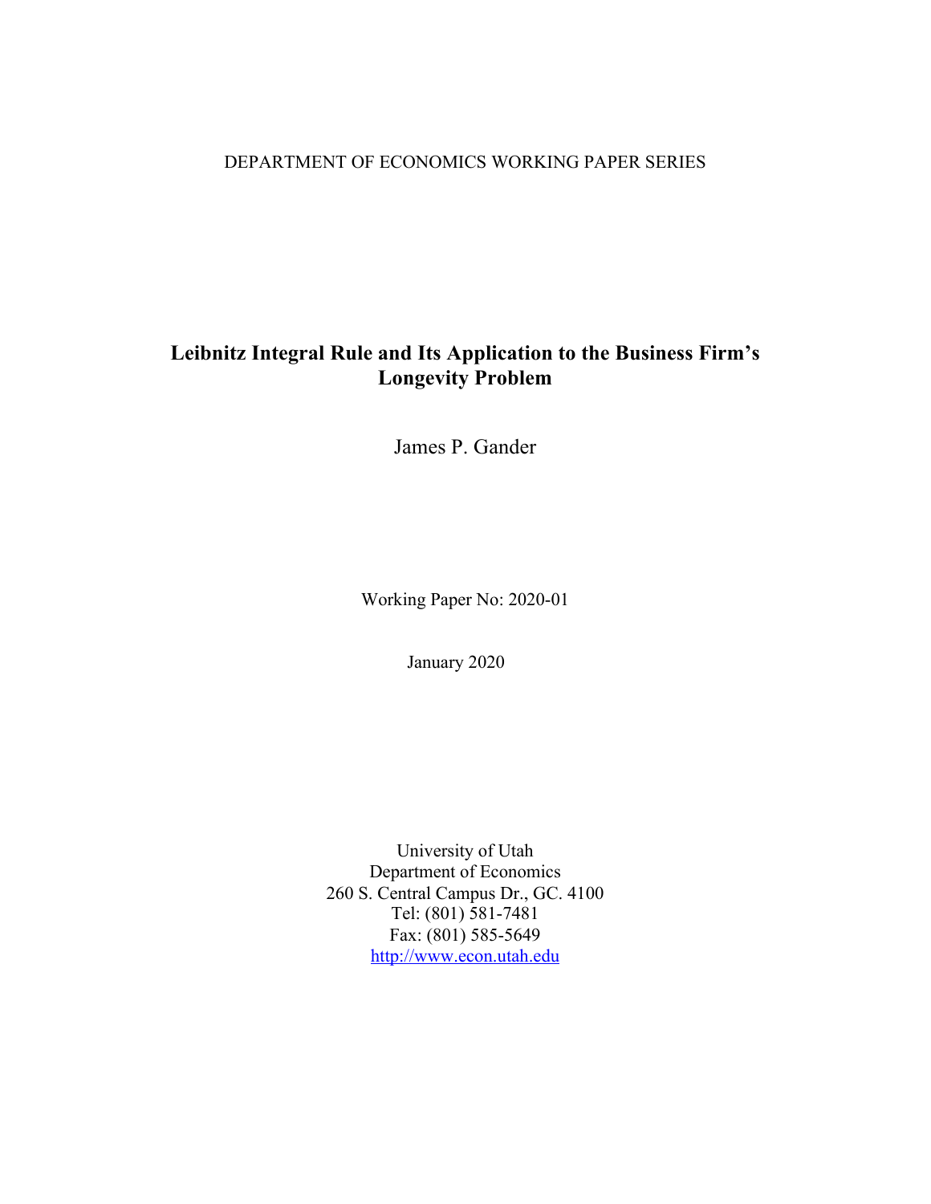DEPARTMENT OF ECONOMICS WORKING PAPER SERIES

# Leibnitz Integral Rule and Its Application to the Business Firm's Longevity Problem

James P. Gander

Working Paper No: 2020-01

January 2020

University of Utah
Department of Economics
260 S. Central Campus Dr., GC. 4100
Tel: (801) 581-7481
Fax: (801) 585-5649
http://www.econ.utah.edu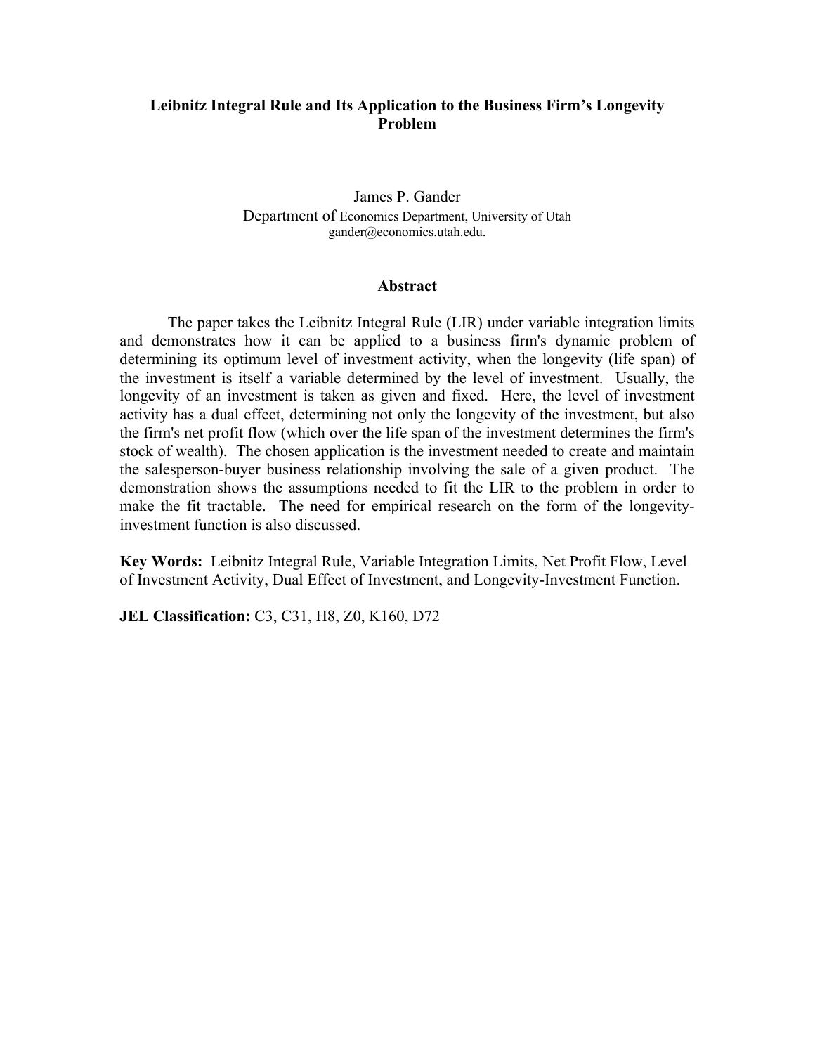**Leibnitz Integral Rule and Its Application to the Business Firm's Longevity Problem**

James P. Gander
Department of Economics Department, University of Utah
gander@economics.utah.edu.

## Abstract

The paper takes the Leibnitz Integral Rule (LIR) under variable integration limits and demonstrates how it can be applied to a business firm's dynamic problem of determining its optimum level of investment activity, when the longevity (life span) of the investment is itself a variable determined by the level of investment. Usually, the longevity of an investment is taken as given and fixed. Here, the level of investment activity has a dual effect, determining not only the longevity of the investment, but also the firm's net profit flow (which over the life span of the investment determines the firm's stock of wealth). The chosen application is the investment needed to create and maintain the salesperson-buyer business relationship involving the sale of a given product. The demonstration shows the assumptions needed to fit the LIR to the problem in order to make the fit tractable. The need for empirical research on the form of the longevity-investment function is also discussed.

**Key Words:** Leibnitz Integral Rule, Variable Integration Limits, Net Profit Flow, Level of Investment Activity, Dual Effect of Investment, and Longevity-Investment Function.

**JEL Classification:** C3, C31, H8, Z0, K160, D72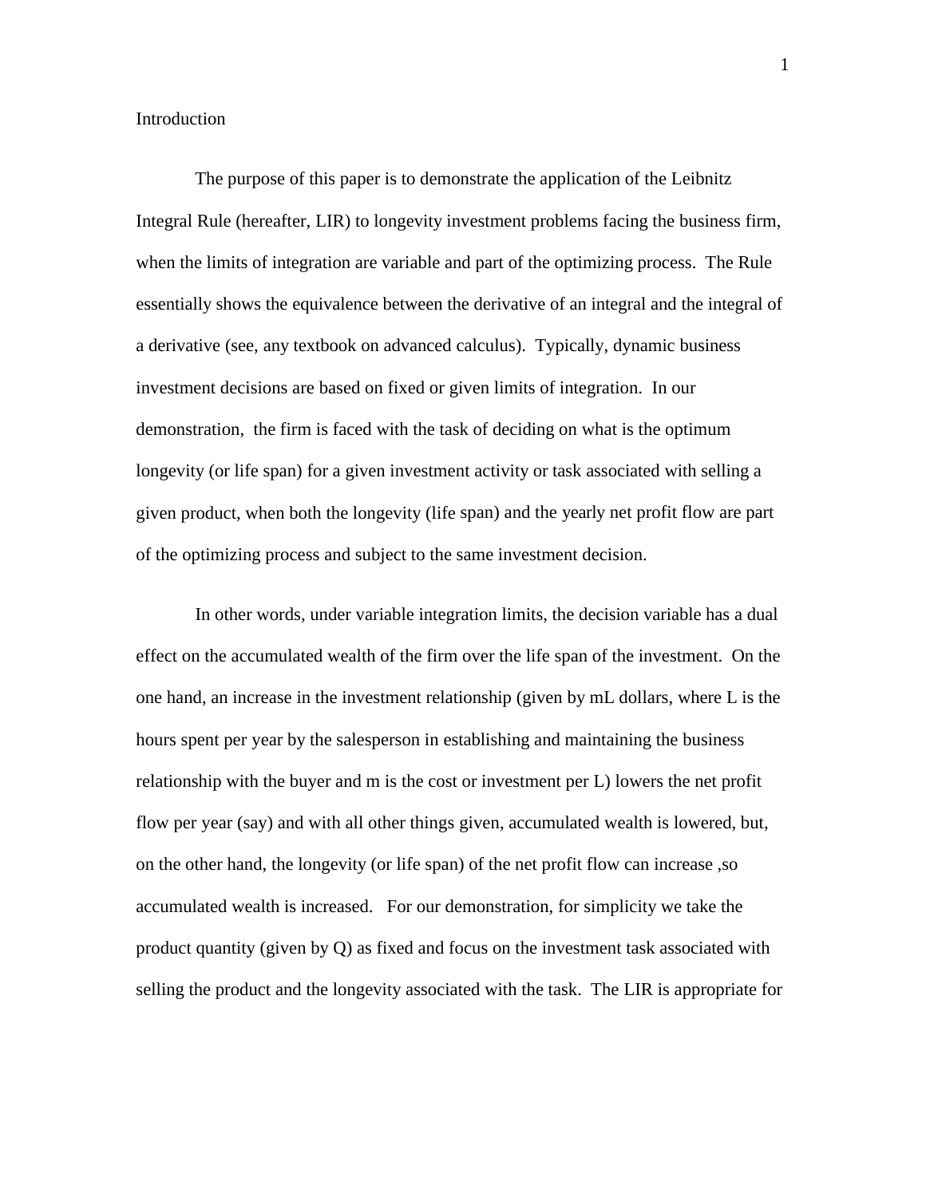## Introduction

The purpose of this paper is to demonstrate the application of the Leibnitz Integral Rule (hereafter, LIR) to longevity investment problems facing the business firm, when the limits of integration are variable and part of the optimizing process. The Rule essentially shows the equivalence between the derivative of an integral and the integral of a derivative (see, any textbook on advanced calculus). Typically, dynamic business investment decisions are based on fixed or given limits of integration. In our demonstration, the firm is faced with the task of deciding on what is the optimum longevity (or life span) for a given investment activity or task associated with selling a given product, when both the longevity (life span) and the yearly net profit flow are part of the optimizing process and subject to the same investment decision.

In other words, under variable integration limits, the decision variable has a dual effect on the accumulated wealth of the firm over the life span of the investment. On the one hand, an increase in the investment relationship (given by mL dollars, where L is the hours spent per year by the salesperson in establishing and maintaining the business relationship with the buyer and m is the cost or investment per L) lowers the net profit flow per year (say) and with all other things given, accumulated wealth is lowered, but, on the other hand, the longevity (or life span) of the net profit flow can increase ,so accumulated wealth is increased. For our demonstration, for simplicity we take the product quantity (given by Q) as fixed and focus on the investment task associated with selling the product and the longevity associated with the task. The LIR is appropriate for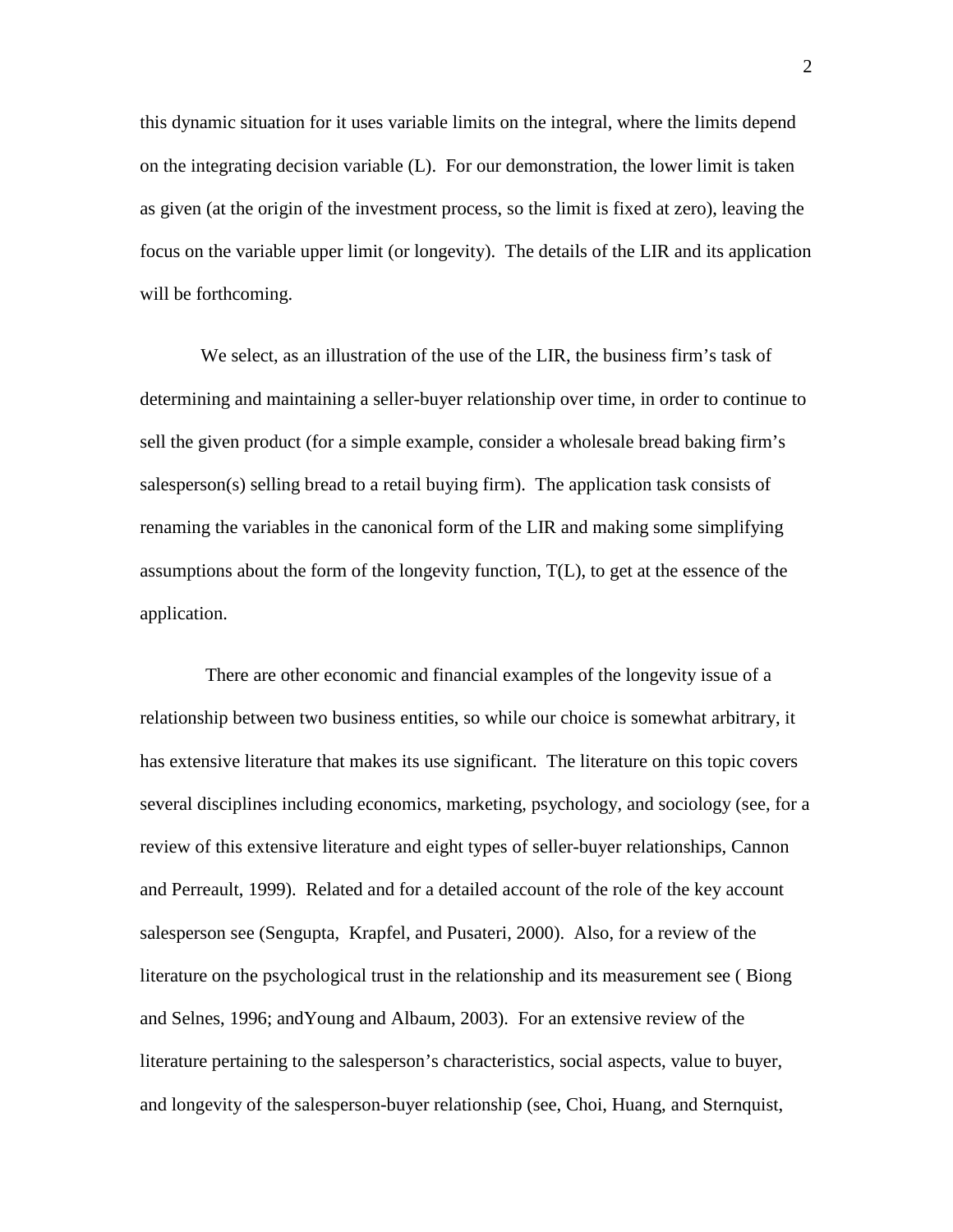this dynamic situation for it uses variable limits on the integral, where the limits depend on the integrating decision variable (L). For our demonstration, the lower limit is taken as given (at the origin of the investment process, so the limit is fixed at zero), leaving the focus on the variable upper limit (or longevity). The details of the LIR and its application will be forthcoming.

We select, as an illustration of the use of the LIR, the business firm's task of determining and maintaining a seller-buyer relationship over time, in order to continue to sell the given product (for a simple example, consider a wholesale bread baking firm's salesperson(s) selling bread to a retail buying firm). The application task consists of renaming the variables in the canonical form of the LIR and making some simplifying assumptions about the form of the longevity function, T(L), to get at the essence of the application.

There are other economic and financial examples of the longevity issue of a relationship between two business entities, so while our choice is somewhat arbitrary, it has extensive literature that makes its use significant. The literature on this topic covers several disciplines including economics, marketing, psychology, and sociology (see, for a review of this extensive literature and eight types of seller-buyer relationships, Cannon and Perreault, 1999). Related and for a detailed account of the role of the key account salesperson see (Sengupta, Krapfel, and Pusateri, 2000). Also, for a review of the literature on the psychological trust in the relationship and its measurement see ( Biong and Selnes, 1996; andYoung and Albaum, 2003). For an extensive review of the literature pertaining to the salesperson's characteristics, social aspects, value to buyer, and longevity of the salesperson-buyer relationship (see, Choi, Huang, and Sternquist,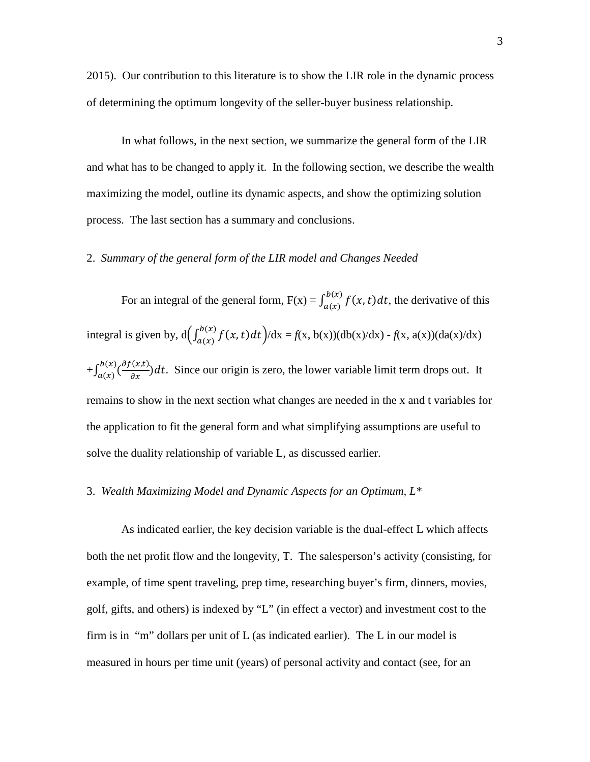2015). Our contribution to this literature is to show the LIR role in the dynamic process of determining the optimum longevity of the seller-buyer business relationship.

In what follows, in the next section, we summarize the general form of the LIR and what has to be changed to apply it. In the following section, we describe the wealth maximizing the model, outline its dynamic aspects, and show the optimizing solution process. The last section has a summary and conclusions.

## 2. *Summary of the general form of the LIR model and Changes Needed*

For an integral of the general form, $F(x) = \int_{a(x)}^{b(x)} f(x,t)dt$, the derivative of this integral is given by, $d\left(\int_{a(x)}^{b(x)} f(x,t)dt\right)/dx = f(x, b(x))(db(x)/dx) - f(x, a(x))(da(x)/dx)$ $+\int_{a(x)}^{b(x)} \left(\frac{\partial f(x,t)}{\partial x}\right)dt$. Since our origin is zero, the lower variable limit term drops out. It remains to show in the next section what changes are needed in the x and t variables for the application to fit the general form and what simplifying assumptions are useful to solve the duality relationship of variable L, as discussed earlier.

## 3. *Wealth Maximizing Model and Dynamic Aspects for an Optimum, L\**

As indicated earlier, the key decision variable is the dual-effect L which affects both the net profit flow and the longevity, T. The salesperson's activity (consisting, for example, of time spent traveling, prep time, researching buyer's firm, dinners, movies, golf, gifts, and others) is indexed by "L" (in effect a vector) and investment cost to the firm is in "m" dollars per unit of L (as indicated earlier). The L in our model is measured in hours per time unit (years) of personal activity and contact (see, for an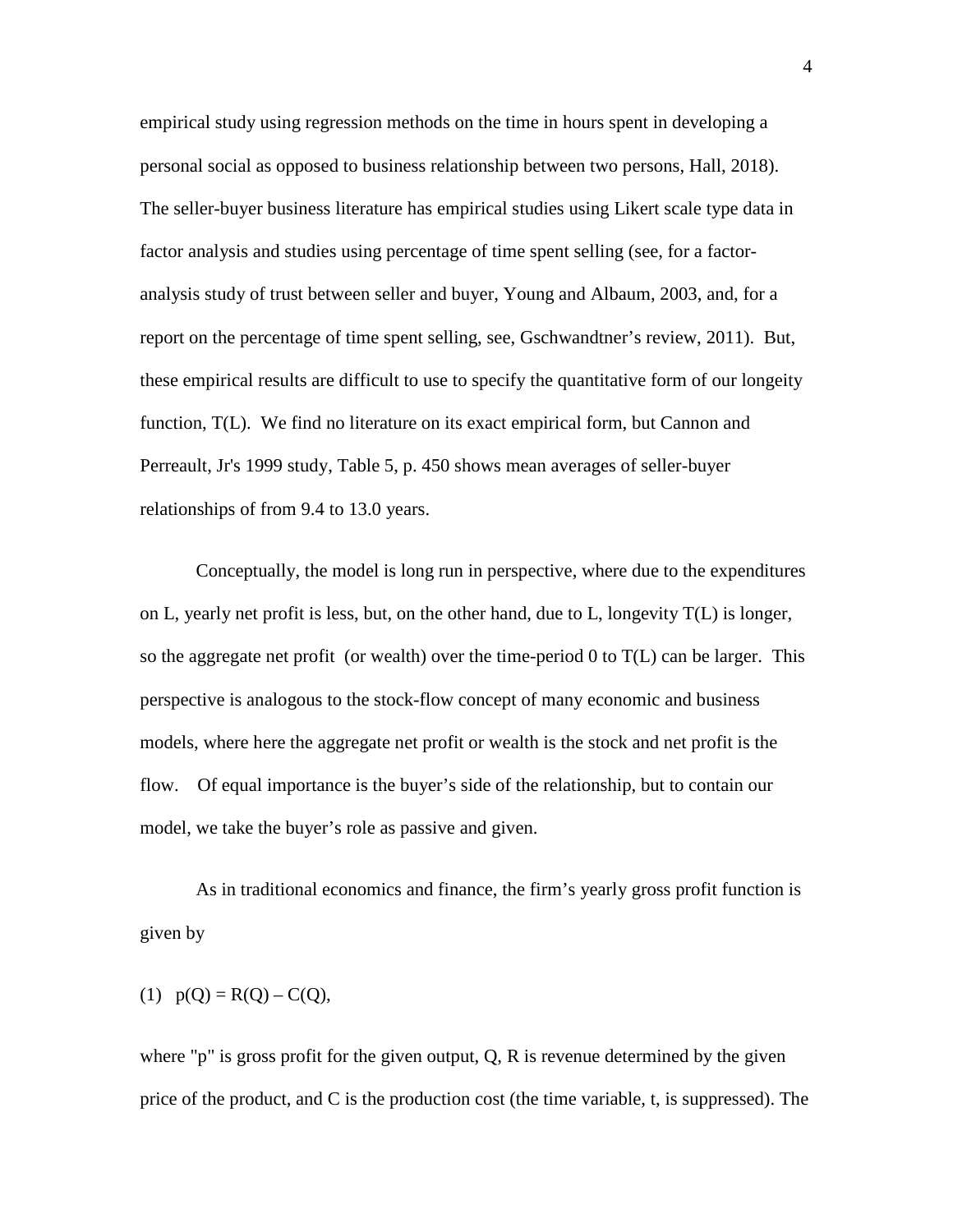empirical study using regression methods on the time in hours spent in developing a personal social as opposed to business relationship between two persons, Hall, 2018). The seller-buyer business literature has empirical studies using Likert scale type data in factor analysis and studies using percentage of time spent selling (see, for a factor-analysis study of trust between seller and buyer, Young and Albaum, 2003, and, for a report on the percentage of time spent selling, see, Gschwandtner's review, 2011). But, these empirical results are difficult to use to specify the quantitative form of our longeity function, T(L). We find no literature on its exact empirical form, but Cannon and Perreault, Jr's 1999 study, Table 5, p. 450 shows mean averages of seller-buyer relationships of from 9.4 to 13.0 years.

Conceptually, the model is long run in perspective, where due to the expenditures on L, yearly net profit is less, but, on the other hand, due to L, longevity T(L) is longer, so the aggregate net profit (or wealth) over the time-period 0 to T(L) can be larger. This perspective is analogous to the stock-flow concept of many economic and business models, where here the aggregate net profit or wealth is the stock and net profit is the flow. Of equal importance is the buyer's side of the relationship, but to contain our model, we take the buyer's role as passive and given.

As in traditional economics and finance, the firm's yearly gross profit function is given by

$$(1) \quad p(Q) = R(Q) - C(Q),$$

where "p" is gross profit for the given output, Q, R is revenue determined by the given price of the product, and C is the production cost (the time variable, t, is suppressed). The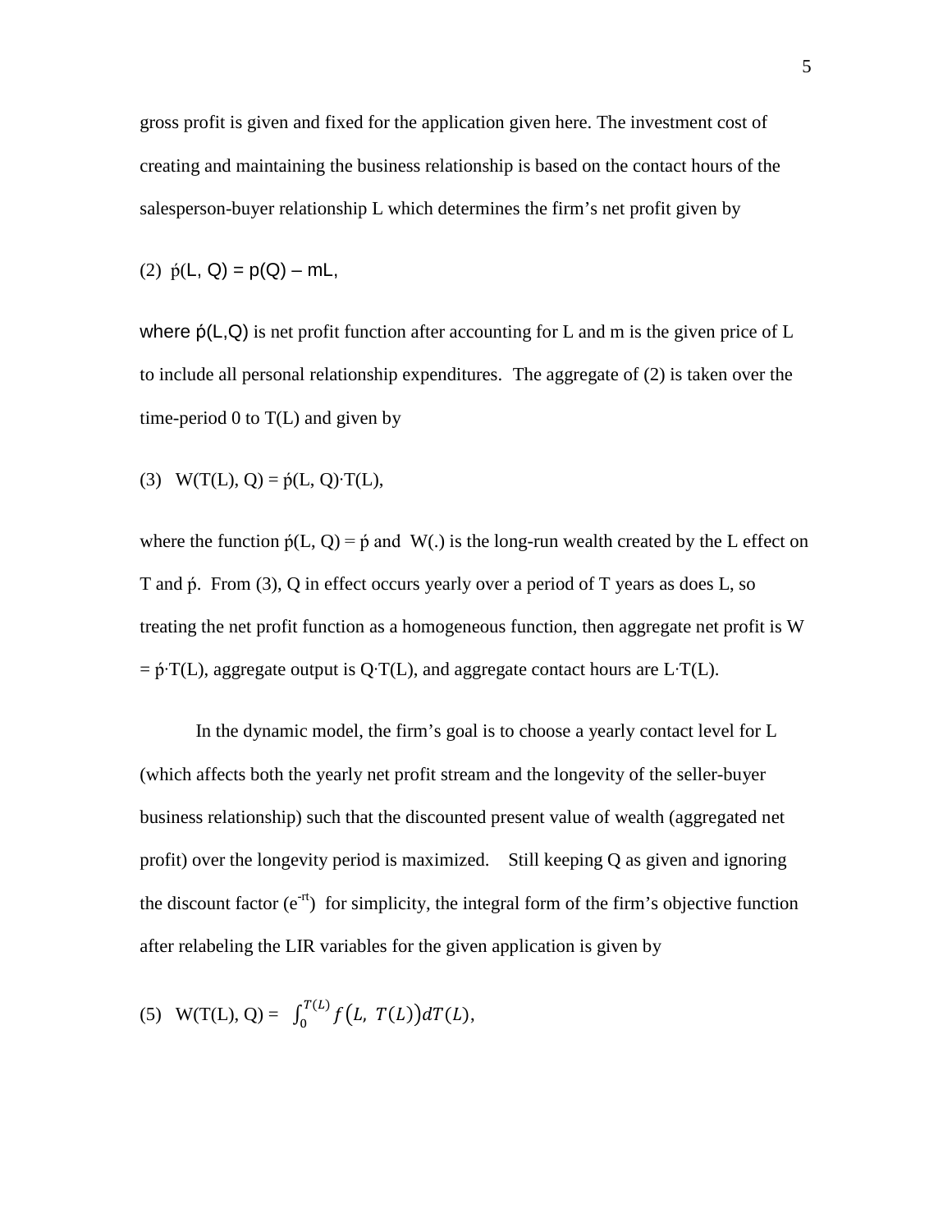gross profit is given and fixed for the application given here. The investment cost of creating and maintaining the business relationship is based on the contact hours of the salesperson-buyer relationship L which determines the firm's net profit given by

$$(2) \quad \acute{p}(L, Q) = p(Q) - mL,$$

where $\acute{p}(L,Q)$ is net profit function after accounting for L and m is the given price of L to include all personal relationship expenditures. The aggregate of (2) is taken over the time-period 0 to T(L) and given by

$$(3) \quad W(T(L), Q) = \acute{p}(L, Q)\cdot T(L),$$

where the function $\acute{p}(L, Q) = \acute{p}$ and W(.) is the long-run wealth created by the L effect on T and ṕ. From (3), Q in effect occurs yearly over a period of T years as does L, so treating the net profit function as a homogeneous function, then aggregate net profit is $W = \acute{p}\cdot T(L)$, aggregate output is $Q\cdot T(L)$, and aggregate contact hours are $L\cdot T(L)$.

In the dynamic model, the firm's goal is to choose a yearly contact level for L (which affects both the yearly net profit stream and the longevity of the seller-buyer business relationship) such that the discounted present value of wealth (aggregated net profit) over the longevity period is maximized. Still keeping Q as given and ignoring the discount factor ($e^{-rt}$) for simplicity, the integral form of the firm's objective function after relabeling the LIR variables for the given application is given by

$$(5) \quad W(T(L), Q) = \int_0^{T(L)} f\big(L,\ T(L)\big)dT(L),$$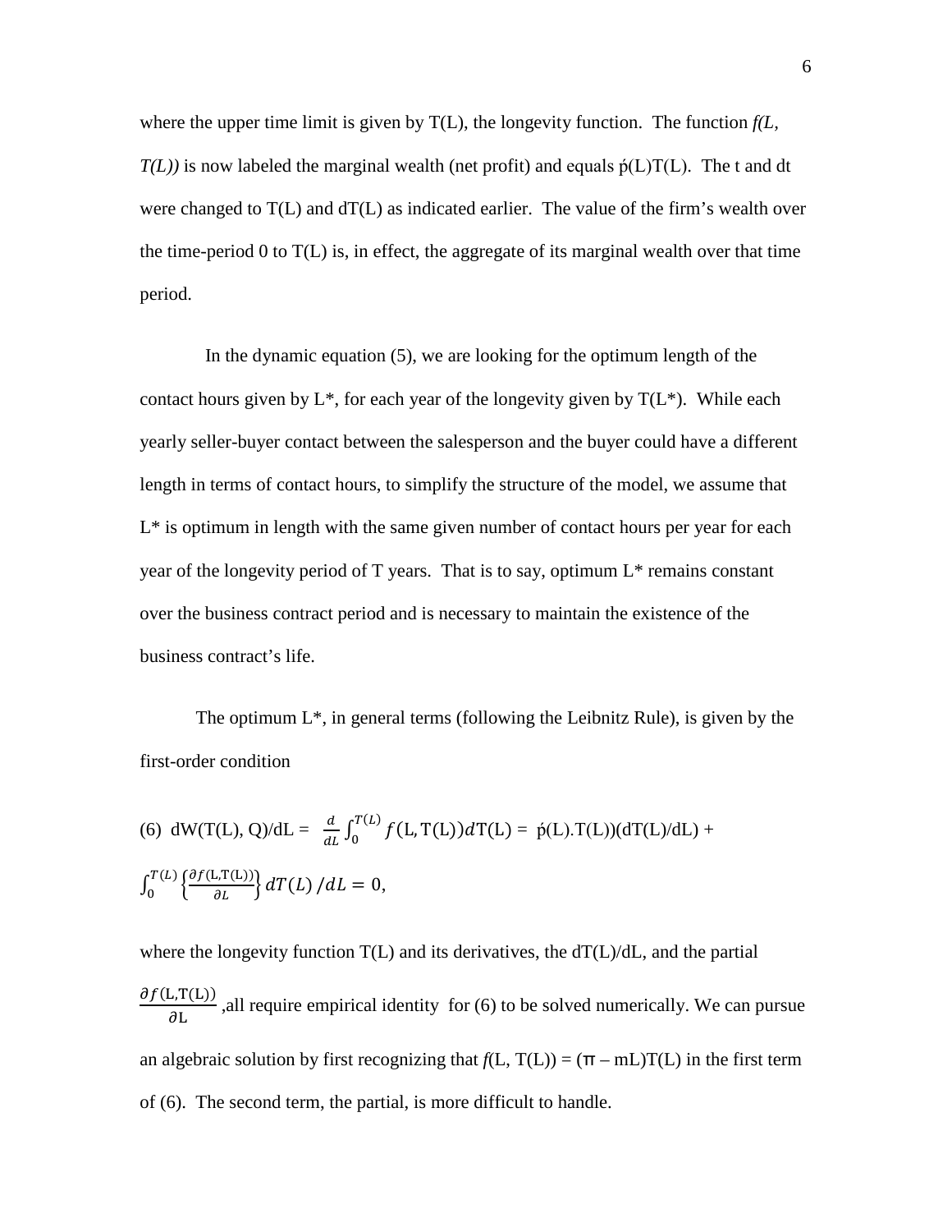where the upper time limit is given by T(L), the longevity function. The function *f(L, T(L))* is now labeled the marginal wealth (net profit) and equals ṕ(L)T(L). The t and dt were changed to T(L) and dT(L) as indicated earlier. The value of the firm's wealth over the time-period 0 to T(L) is, in effect, the aggregate of its marginal wealth over that time period.

In the dynamic equation (5), we are looking for the optimum length of the contact hours given by L*, for each year of the longevity given by T(L*). While each yearly seller-buyer contact between the salesperson and the buyer could have a different length in terms of contact hours, to simplify the structure of the model, we assume that L* is optimum in length with the same given number of contact hours per year for each year of the longevity period of T years. That is to say, optimum L* remains constant over the business contract period and is necessary to maintain the existence of the business contract's life.

The optimum L*, in general terms (following the Leibnitz Rule), is given by the first-order condition

$$(6)\;\; dW(T(L), Q)/dL = \frac{d}{dL}\int_0^{T(L)} f(\mathrm{L}, \mathrm{T(L)})\, d\mathrm{T(L)} = \acute{p}(\mathrm{L}).\mathrm{T(L)})(d\mathrm{T(L)}/d\mathrm{L}) + \int_0^{T(L)} \left\{\frac{\partial f(\mathrm{L},\mathrm{T(L)})}{\partial L}\right\} dT(L)\,/dL = 0,$$

where the longevity function T(L) and its derivatives, the dT(L)/dL, and the partial $\frac{\partial f(\mathrm{L},\mathrm{T(L)})}{\partial \mathrm{L}}$ ,all require empirical identity for (6) to be solved numerically. We can pursue an algebraic solution by first recognizing that *f*(L, T(L)) = (π – mL)T(L) in the first term of (6). The second term, the partial, is more difficult to handle.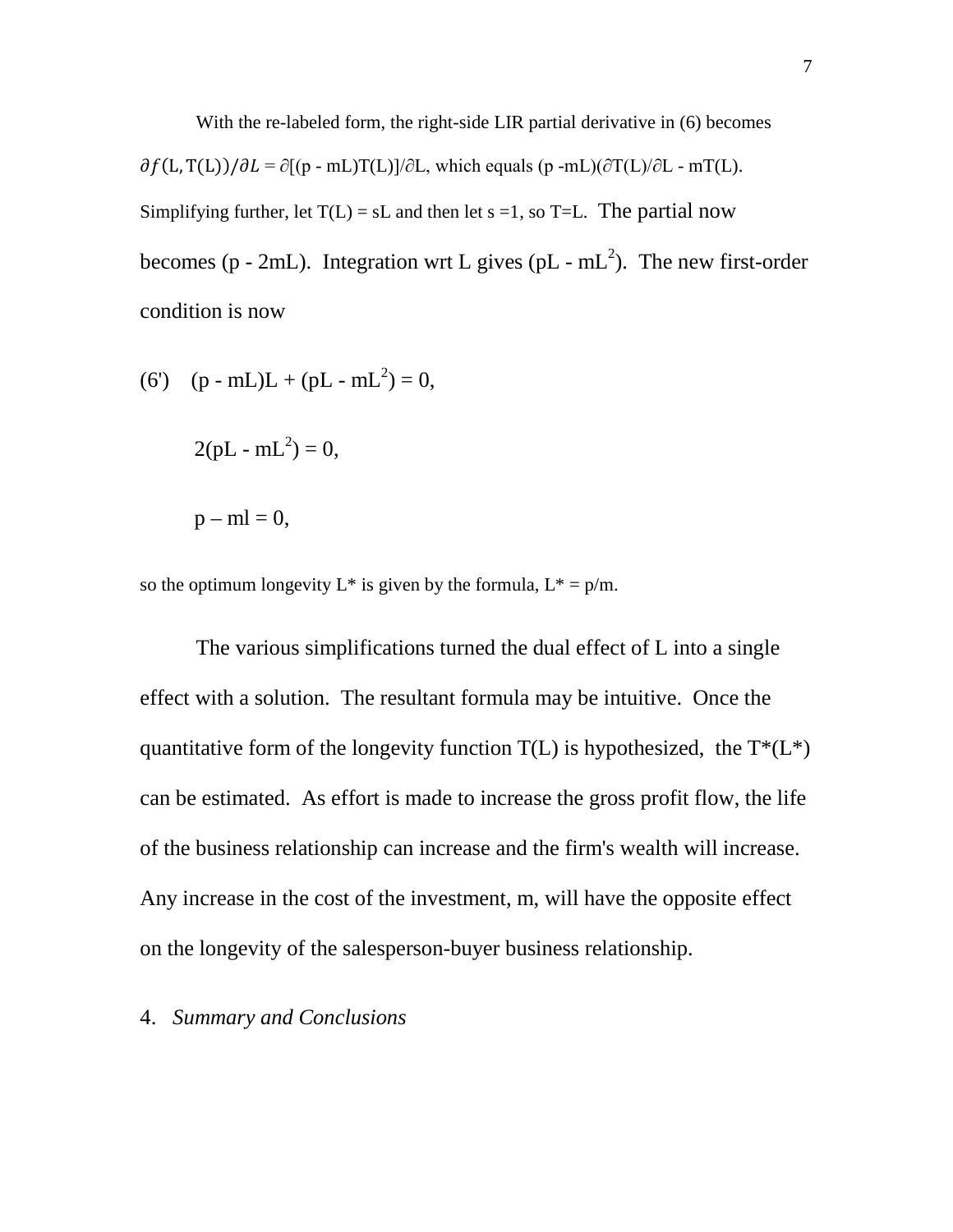With the re-labeled form, the right-side LIR partial derivative in (6) becomes $\partial f(L, T(L))/\partial L = \partial[(p - mL)T(L)]/\partial L$, which equals $(p - mL)(\partial T(L)/\partial L - mT(L)$. Simplifying further, let $T(L) = sL$ and then let $s = 1$, so $T = L$. The partial now becomes $(p - 2mL)$. Integration wrt L gives $(pL - mL^2)$. The new first-order condition is now

$$(6') \quad (p - mL)L + (pL - mL^2) = 0,$$

$$2(pL - mL^2) = 0,$$

$$p - ml = 0,$$

so the optimum longevity L* is given by the formula, $L^* = p/m$.

The various simplifications turned the dual effect of L into a single effect with a solution. The resultant formula may be intuitive. Once the quantitative form of the longevity function T(L) is hypothesized, the $T^*(L^*)$ can be estimated. As effort is made to increase the gross profit flow, the life of the business relationship can increase and the firm's wealth will increase. Any increase in the cost of the investment, m, will have the opposite effect on the longevity of the salesperson-buyer business relationship.

## 4. *Summary and Conclusions*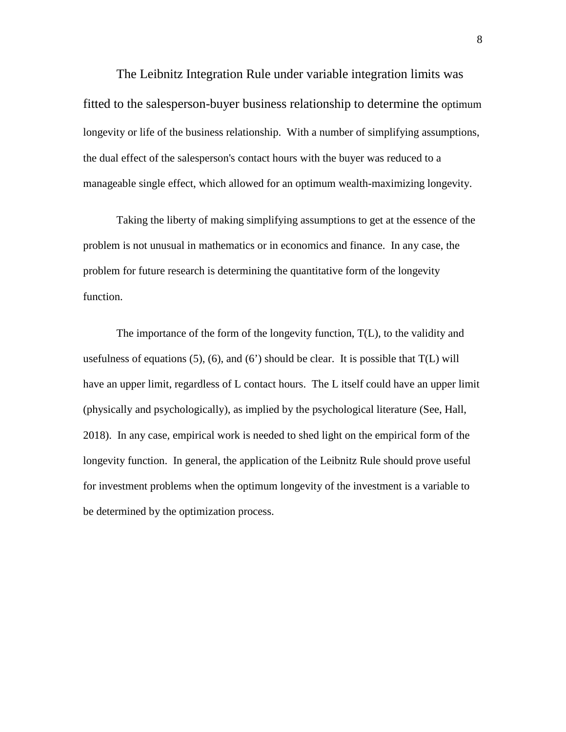The Leibnitz Integration Rule under variable integration limits was fitted to the salesperson-buyer business relationship to determine the optimum longevity or life of the business relationship. With a number of simplifying assumptions, the dual effect of the salesperson's contact hours with the buyer was reduced to a manageable single effect, which allowed for an optimum wealth-maximizing longevity.

Taking the liberty of making simplifying assumptions to get at the essence of the problem is not unusual in mathematics or in economics and finance. In any case, the problem for future research is determining the quantitative form of the longevity function.

The importance of the form of the longevity function, $T(L)$, to the validity and usefulness of equations (5), (6), and (6') should be clear. It is possible that $T(L)$ will have an upper limit, regardless of $L$ contact hours. The $L$ itself could have an upper limit (physically and psychologically), as implied by the psychological literature (See, Hall, 2018). In any case, empirical work is needed to shed light on the empirical form of the longevity function. In general, the application of the Leibnitz Rule should prove useful for investment problems when the optimum longevity of the investment is a variable to be determined by the optimization process.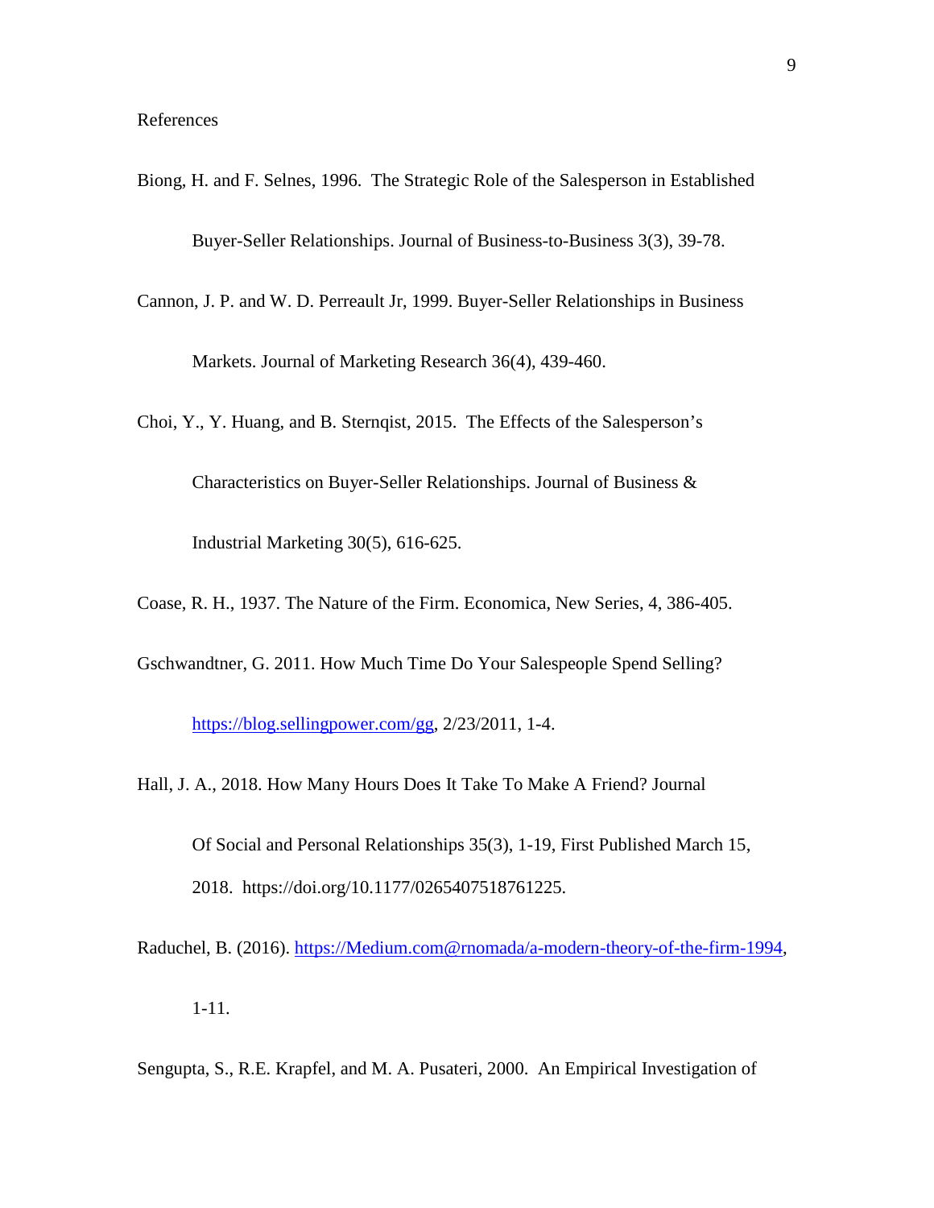References

Biong, H. and F. Selnes, 1996. The Strategic Role of the Salesperson in Established Buyer-Seller Relationships. Journal of Business-to-Business 3(3), 39-78.

Cannon, J. P. and W. D. Perreault Jr, 1999. Buyer-Seller Relationships in Business Markets. Journal of Marketing Research 36(4), 439-460.

Choi, Y., Y. Huang, and B. Sternqist, 2015. The Effects of the Salesperson's Characteristics on Buyer-Seller Relationships. Journal of Business & Industrial Marketing 30(5), 616-625.

Coase, R. H., 1937. The Nature of the Firm. Economica, New Series, 4, 386-405.

Gschwandtner, G. 2011. How Much Time Do Your Salespeople Spend Selling? https://blog.sellingpower.com/gg, 2/23/2011, 1-4.

Hall, J. A., 2018. How Many Hours Does It Take To Make A Friend? Journal Of Social and Personal Relationships 35(3), 1-19, First Published March 15, 2018. https://doi.org/10.1177/0265407518761225.

Raduchel, B. (2016). https://Medium.com@rnomada/a-modern-theory-of-the-firm-1994, 1-11.

Sengupta, S., R.E. Krapfel, and M. A. Pusateri, 2000. An Empirical Investigation of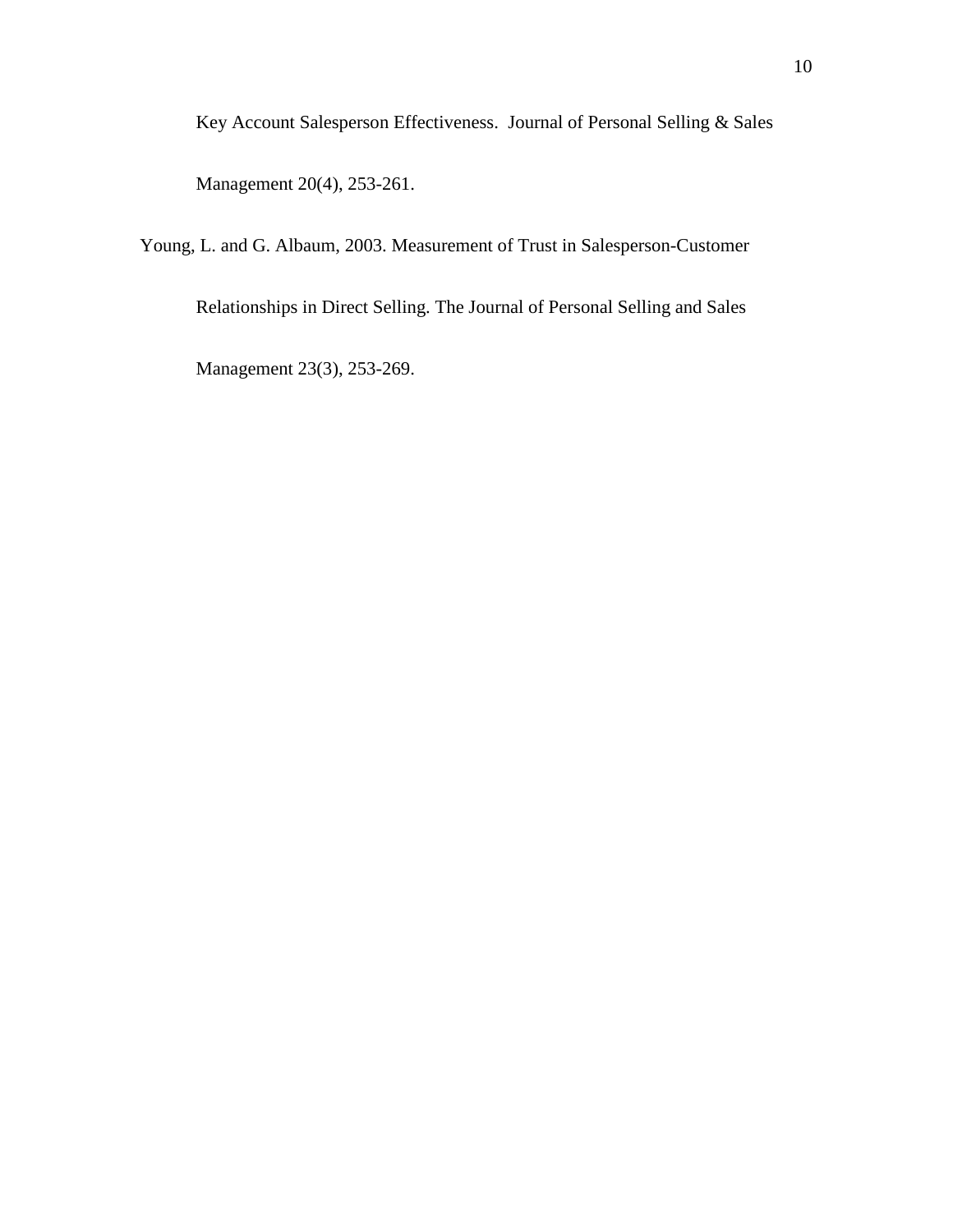Key Account Salesperson Effectiveness. Journal of Personal Selling & Sales Management 20(4), 253-261.

Young, L. and G. Albaum, 2003. Measurement of Trust in Salesperson-Customer Relationships in Direct Selling. The Journal of Personal Selling and Sales Management 23(3), 253-269.